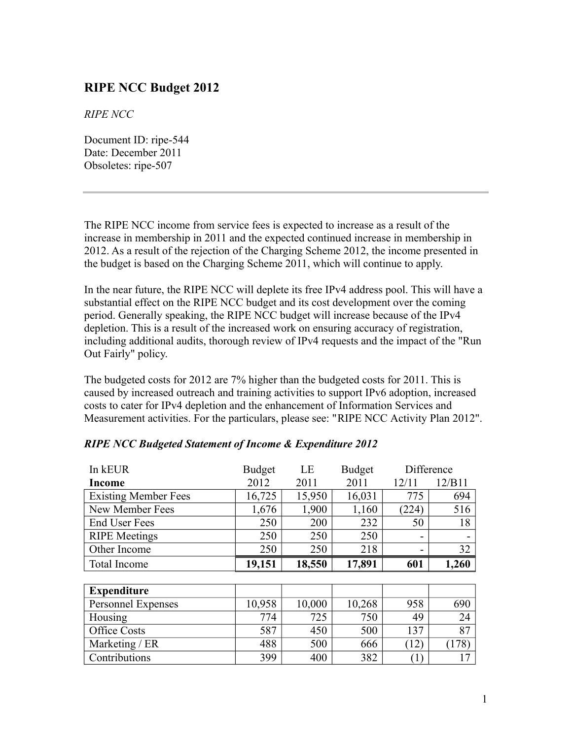# RIPE NCC Budget 2012

*RIPE NCC*

Document ID: ripe-544
Date: December 2011
Obsoletes: ripe-507

---

The RIPE NCC income from service fees is expected to increase as a result of the increase in membership in 2011 and the expected continued increase in membership in 2012. As a result of the rejection of the Charging Scheme 2012, the income presented in the budget is based on the Charging Scheme 2011, which will continue to apply.

In the near future, the RIPE NCC will deplete its free IPv4 address pool. This will have a substantial effect on the RIPE NCC budget and its cost development over the coming period. Generally speaking, the RIPE NCC budget will increase because of the IPv4 depletion. This is a result of the increased work on ensuring accuracy of registration, including additional audits, thorough review of IPv4 requests and the impact of the "Run Out Fairly" policy.

The budgeted costs for 2012 are 7% higher than the budgeted costs for 2011. This is caused by increased outreach and training activities to support IPv6 adoption, increased costs to cater for IPv4 depletion and the enhancement of Information Services and Measurement activities. For the particulars, please see: "RIPE NCC Activity Plan 2012".

***RIPE NCC Budgeted Statement of Income & Expenditure 2012***

| In kEUR | Budget | LE | Budget | Difference | |
|---|---|---|---|---|---|
| **Income** | 2012 | 2011 | 2011 | 12/11 | 12/B11 |
| Existing Member Fees | 16,725 | 15,950 | 16,031 | 775 | 694 |
| New Member Fees | 1,676 | 1,900 | 1,160 | (224) | 516 |
| End User Fees | 250 | 200 | 232 | 50 | 18 |
| RIPE Meetings | 250 | 250 | 250 | - | - |
| Other Income | 250 | 250 | 218 | - | 32 |
| Total Income | **19,151** | **18,550** | **17,891** | **601** | **1,260** |
| | | | | | |
| **Expenditure** | | | | | |
| Personnel Expenses | 10,958 | 10,000 | 10,268 | 958 | 690 |
| Housing | 774 | 725 | 750 | 49 | 24 |
| Office Costs | 587 | 450 | 500 | 137 | 87 |
| Marketing / ER | 488 | 500 | 666 | (12) | (178) |
| Contributions | 399 | 400 | 382 | (1) | 17 |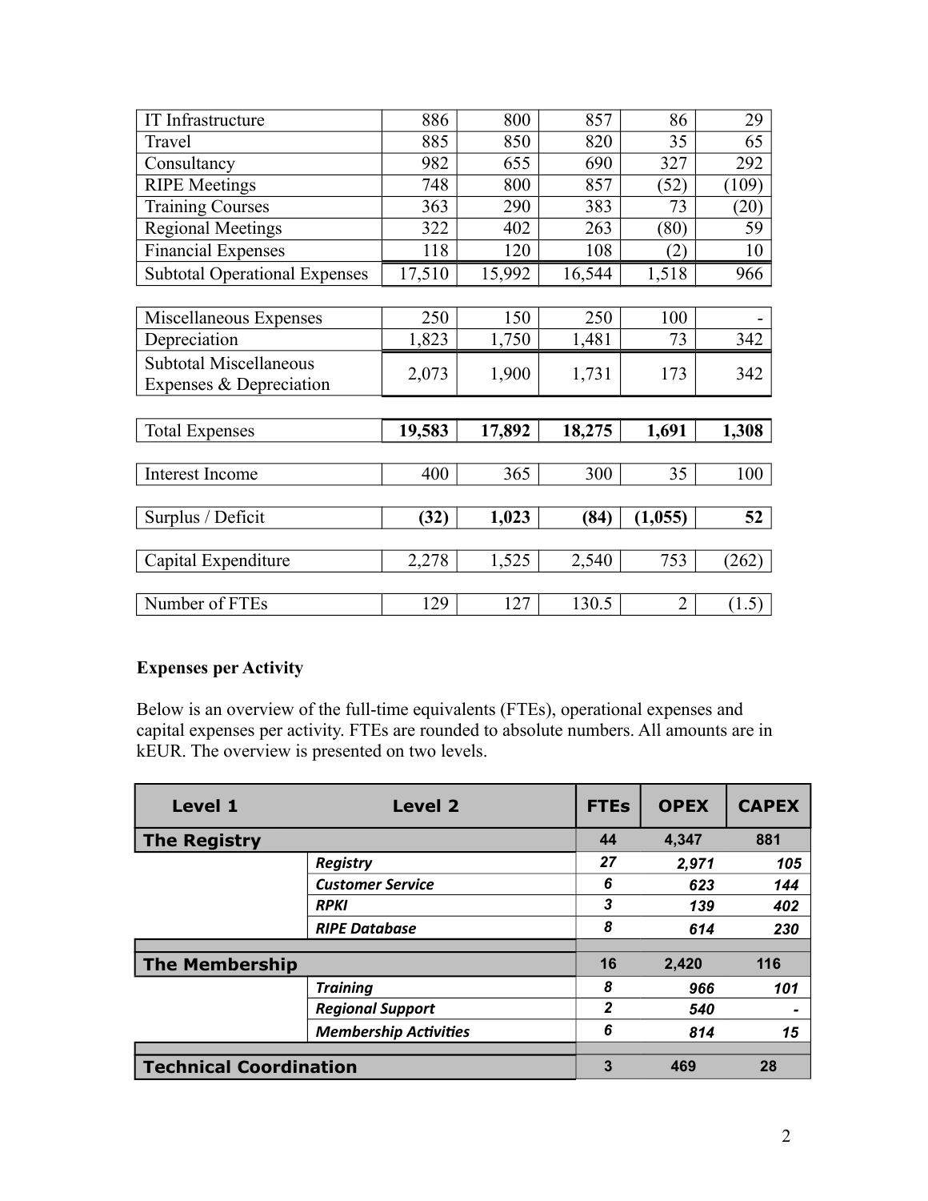| | | | | | |
|---|---|---|---|---|---|
| IT Infrastructure | 886 | 800 | 857 | 86 | 29 |
| Travel | 885 | 850 | 820 | 35 | 65 |
| Consultancy | 982 | 655 | 690 | 327 | 292 |
| RIPE Meetings | 748 | 800 | 857 | (52) | (109) |
| Training Courses | 363 | 290 | 383 | 73 | (20) |
| Regional Meetings | 322 | 402 | 263 | (80) | 59 |
| Financial Expenses | 118 | 120 | 108 | (2) | 10 |
| Subtotal Operational Expenses | 17,510 | 15,992 | 16,544 | 1,518 | 966 |
| | | | | | |
| Miscellaneous Expenses | 250 | 150 | 250 | 100 | - |
| Depreciation | 1,823 | 1,750 | 1,481 | 73 | 342 |
| Subtotal Miscellaneous Expenses & Depreciation | 2,073 | 1,900 | 1,731 | 173 | 342 |
| | | | | | |
| Total Expenses | **19,583** | **17,892** | **18,275** | **1,691** | **1,308** |
| | | | | | |
| Interest Income | 400 | 365 | 300 | 35 | 100 |
| | | | | | |
| Surplus / Deficit | **(32)** | **1,023** | **(84)** | **(1,055)** | **52** |
| | | | | | |
| Capital Expenditure | 2,278 | 1,525 | 2,540 | 753 | (262) |
| | | | | | |
| Number of FTEs | 129 | 127 | 130.5 | 2 | (1.5) |

**Expenses per Activity**

Below is an overview of the full-time equivalents (FTEs), operational expenses and capital expenses per activity. FTEs are rounded to absolute numbers. All amounts are in kEUR. The overview is presented on two levels.

| Level 1 | Level 2 | FTEs | OPEX | CAPEX |
|---|---|---|---|---|
| **The Registry** | | 44 | 4,347 | 881 |
| | ***Registry*** | ***27*** | ***2,971*** | ***105*** |
| | ***Customer Service*** | ***6*** | ***623*** | ***144*** |
| | ***RPKI*** | ***3*** | ***139*** | ***402*** |
| | ***RIPE Database*** | ***8*** | ***614*** | ***230*** |
| | | | | |
| **The Membership** | | 16 | 2,420 | 116 |
| | ***Training*** | ***8*** | ***966*** | ***101*** |
| | ***Regional Support*** | ***2*** | ***540*** | ***-*** |
| | ***Membership Activities*** | ***6*** | ***814*** | ***15*** |
| | | | | |
| **Technical Coordination** | | 3 | 469 | 28 |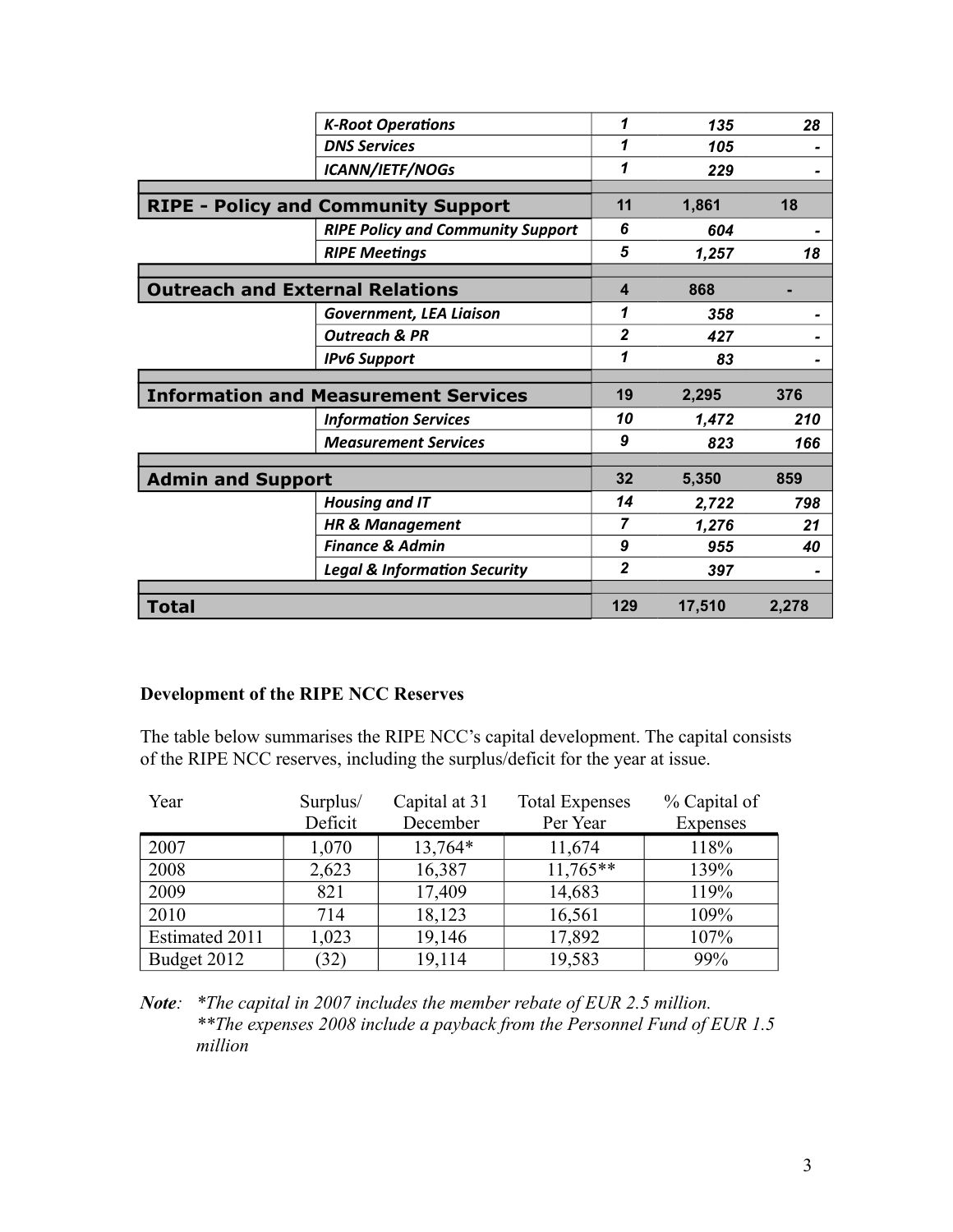| | | | | |
|---|---|---|---|---|
| | *K-Root Operations* | *1* | *135* | *28* |
| | *DNS Services* | *1* | *105* | *-* |
| | *ICANN/IETF/NOGs* | *1* | *229* | *-* |
| **RIPE - Policy and Community Support** | | **11** | **1,861** | **18** |
| | *RIPE Policy and Community Support* | *6* | *604* | *-* |
| | *RIPE Meetings* | *5* | *1,257* | *18* |
| **Outreach and External Relations** | | **4** | **868** | **-** |
| | *Government, LEA Liaison* | *1* | *358* | *-* |
| | *Outreach & PR* | *2* | *427* | *-* |
| | *IPv6 Support* | *1* | *83* | *-* |
| **Information and Measurement Services** | | **19** | **2,295** | **376** |
| | *Information Services* | *10* | *1,472* | *210* |
| | *Measurement Services* | *9* | *823* | *166* |
| **Admin and Support** | | **32** | **5,350** | **859** |
| | *Housing and IT* | *14* | *2,722* | *798* |
| | *HR & Management* | *7* | *1,276* | *21* |
| | *Finance & Admin* | *9* | *955* | *40* |
| | *Legal & Information Security* | *2* | *397* | *-* |
| **Total** | | **129** | **17,510** | **2,278** |

**Development of the RIPE NCC Reserves**

The table below summarises the RIPE NCC's capital development. The capital consists of the RIPE NCC reserves, including the surplus/deficit for the year at issue.

| Year | Surplus/ Deficit | Capital at 31 December | Total Expenses Per Year | % Capital of Expenses |
|---|---|---|---|---|
| 2007 | 1,070 | 13,764* | 11,674 | 118% |
| 2008 | 2,623 | 16,387 | 11,765** | 139% |
| 2009 | 821 | 17,409 | 14,683 | 119% |
| 2010 | 714 | 18,123 | 16,561 | 109% |
| Estimated 2011 | 1,023 | 19,146 | 17,892 | 107% |
| Budget 2012 | (32) | 19,114 | 19,583 | 99% |

***Note**: *The capital in 2007 includes the member rebate of EUR 2.5 million.*
*\*\*The expenses 2008 include a payback from the Personnel Fund of EUR 1.5 million*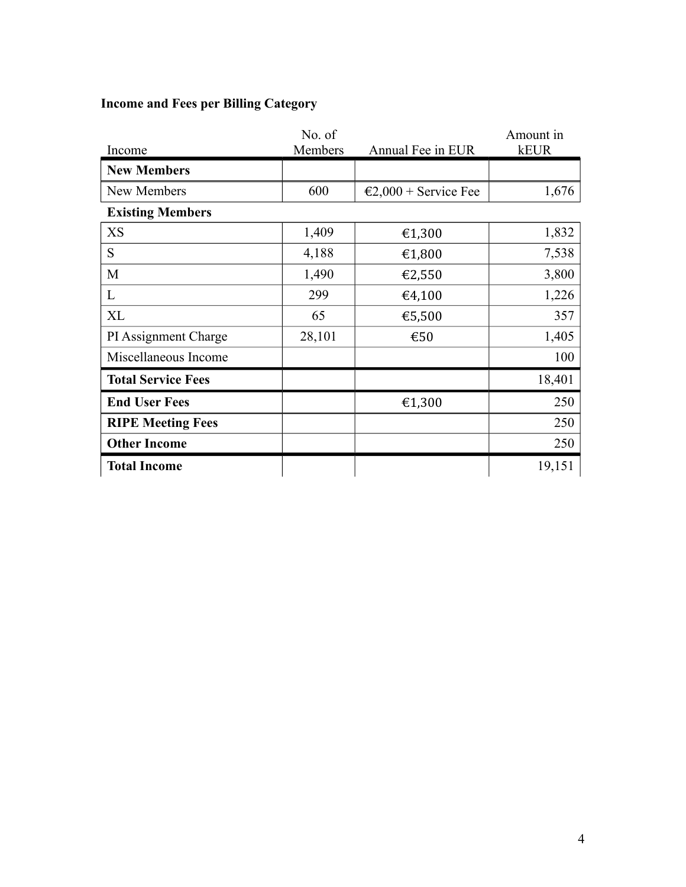**Income and Fees per Billing Category**

| Income | No. of Members | Annual Fee in EUR | Amount in kEUR |
|---|---|---|---|
| **New Members** | | | |
| New Members | 600 | €2,000 + Service Fee | 1,676 |
| **Existing Members** | | | |
| XS | 1,409 | €1,300 | 1,832 |
| S | 4,188 | €1,800 | 7,538 |
| M | 1,490 | €2,550 | 3,800 |
| L | 299 | €4,100 | 1,226 |
| XL | 65 | €5,500 | 357 |
| PI Assignment Charge | 28,101 | €50 | 1,405 |
| Miscellaneous Income | | | 100 |
| **Total Service Fees** | | | 18,401 |
| **End User Fees** | | €1,300 | 250 |
| **RIPE Meeting Fees** | | | 250 |
| **Other Income** | | | 250 |
| **Total Income** | | | 19,151 |